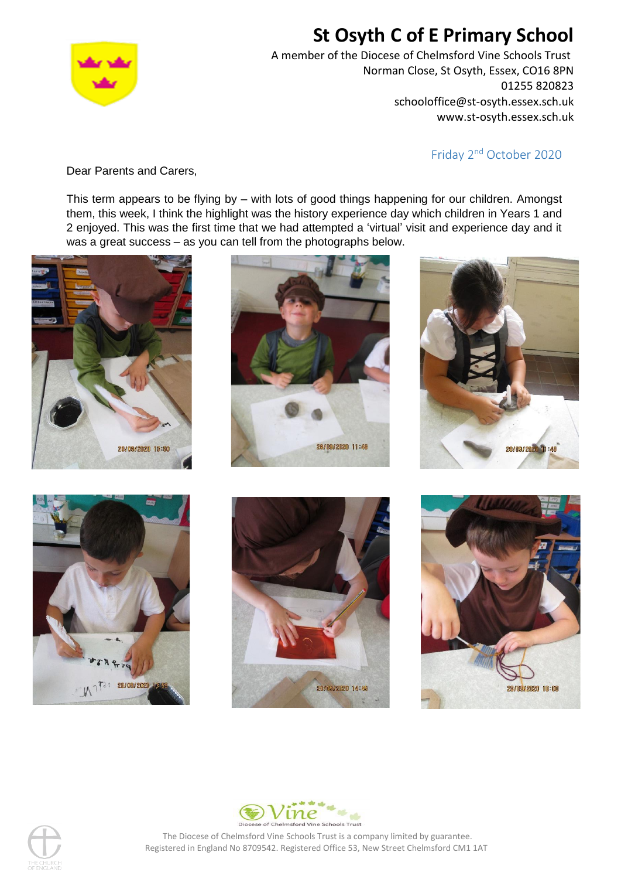# St Osyth C of E Primary School

A member of the Diocese of Chelmsford Vine Schools Trust
Norman Close, St Osyth, Essex, CO16 8PN
01255 820823
schooloffice@st-osyth.essex.sch.uk
www.st-osyth.essex.sch.uk

Friday 2nd October 2020

Dear Parents and Carers,

This term appears to be flying by – with lots of good things happening for our children. Amongst them, this week, I think the highlight was the history experience day which children in Years 1 and 2 enjoyed. This was the first time that we had attempted a 'virtual' visit and experience day and it was a great success – as you can tell from the photographs below.

The Diocese of Chelmsford Vine Schools Trust is a company limited by guarantee.
Registered in England No 8709542. Registered Office 53, New Street Chelmsford CM1 1AT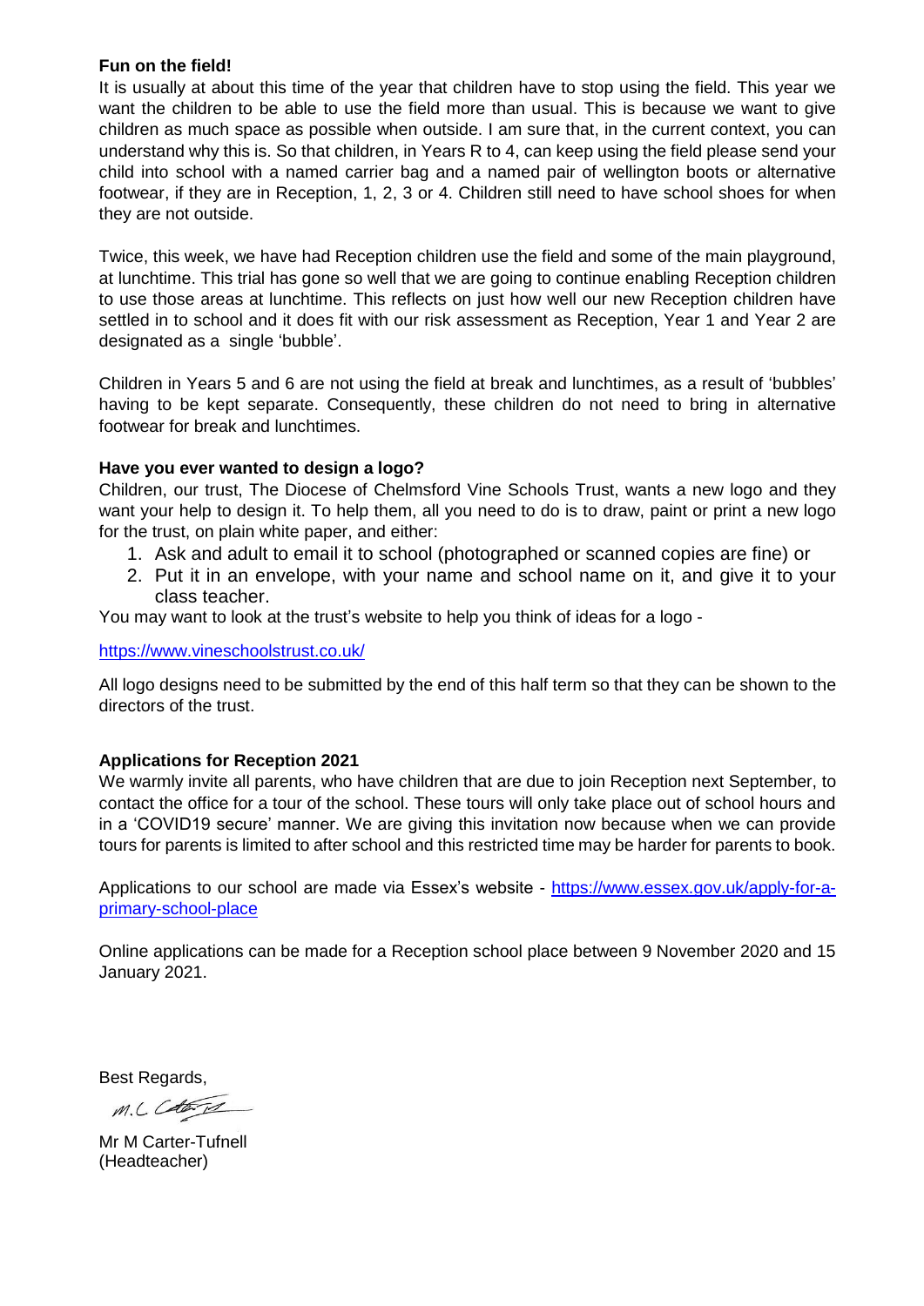**Fun on the field!**

It is usually at about this time of the year that children have to stop using the field. This year we want the children to be able to use the field more than usual. This is because we want to give children as much space as possible when outside. I am sure that, in the current context, you can understand why this is. So that children, in Years R to 4, can keep using the field please send your child into school with a named carrier bag and a named pair of wellington boots or alternative footwear, if they are in Reception, 1, 2, 3 or 4. Children still need to have school shoes for when they are not outside.

Twice, this week, we have had Reception children use the field and some of the main playground, at lunchtime. This trial has gone so well that we are going to continue enabling Reception children to use those areas at lunchtime. This reflects on just how well our new Reception children have settled in to school and it does fit with our risk assessment as Reception, Year 1 and Year 2 are designated as a single 'bubble'.

Children in Years 5 and 6 are not using the field at break and lunchtimes, as a result of 'bubbles' having to be kept separate. Consequently, these children do not need to bring in alternative footwear for break and lunchtimes.

**Have you ever wanted to design a logo?**

Children, our trust, The Diocese of Chelmsford Vine Schools Trust, wants a new logo and they want your help to design it. To help them, all you need to do is to draw, paint or print a new logo for the trust, on plain white paper, and either:

1. Ask and adult to email it to school (photographed or scanned copies are fine) or
2. Put it in an envelope, with your name and school name on it, and give it to your class teacher.

You may want to look at the trust's website to help you think of ideas for a logo -

https://www.vineschoolstrust.co.uk/

All logo designs need to be submitted by the end of this half term so that they can be shown to the directors of the trust.

**Applications for Reception 2021**

We warmly invite all parents, who have children that are due to join Reception next September, to contact the office for a tour of the school. These tours will only take place out of school hours and in a 'COVID19 secure' manner. We are giving this invitation now because when we can provide tours for parents is limited to after school and this restricted time may be harder for parents to book.

Applications to our school are made via Essex's website - https://www.essex.gov.uk/apply-for-a-primary-school-place

Online applications can be made for a Reception school place between 9 November 2020 and 15 January 2021.

Best Regards,

Mr M Carter-Tufnell
(Headteacher)